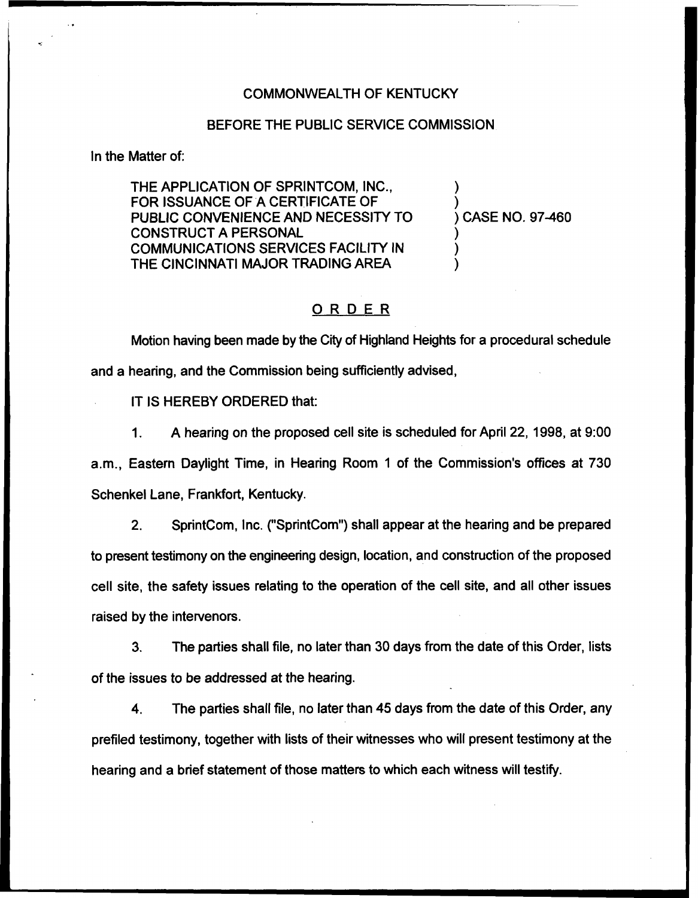COMMONWEALTH OF KENTUCKY

BEFORE THE PUBLIC SERVICE COMMISSION

In the Matter of:

THE APPLICATION OF SPRINTCOM, INC., FOR ISSUANCE OF A CERTIFICATE OF PUBLIC CONVENIENCE AND NECESSITY TO CONSTRUCT A PERSONAL COMMUNICATIONS SERVICES FACILITY IN THE CINCINNATI MAJOR TRADING AREA ) CASE NO. 97-460

# ORDER

Motion having been made by the City of Highland Heights for a procedural schedule and a hearing, and the Commission being sufficiently advised,

IT IS HEREBY ORDERED that:

1. A hearing on the proposed cell site is scheduled for April 22, 1998, at 9:00 a.m., Eastern Daylight Time, in Hearing Room 1 of the Commission's offices at 730 Schenkel Lane, Frankfort, Kentucky.

2. SprintCom, Inc. ("SprintCom") shall appear at the hearing and be prepared to present testimony on the engineering design, location, and construction of the proposed cell site, the safety issues relating to the operation of the cell site, and all other issues raised by the intervenors.

3. The parties shall file, no later than 30 days from the date of this Order, lists of the issues to be addressed at the hearing.

4. The parties shall file, no later than 45 days from the date of this Order, any prefiled testimony, together with lists of their witnesses who will present testimony at the hearing and a brief statement of those matters to which each witness will testify.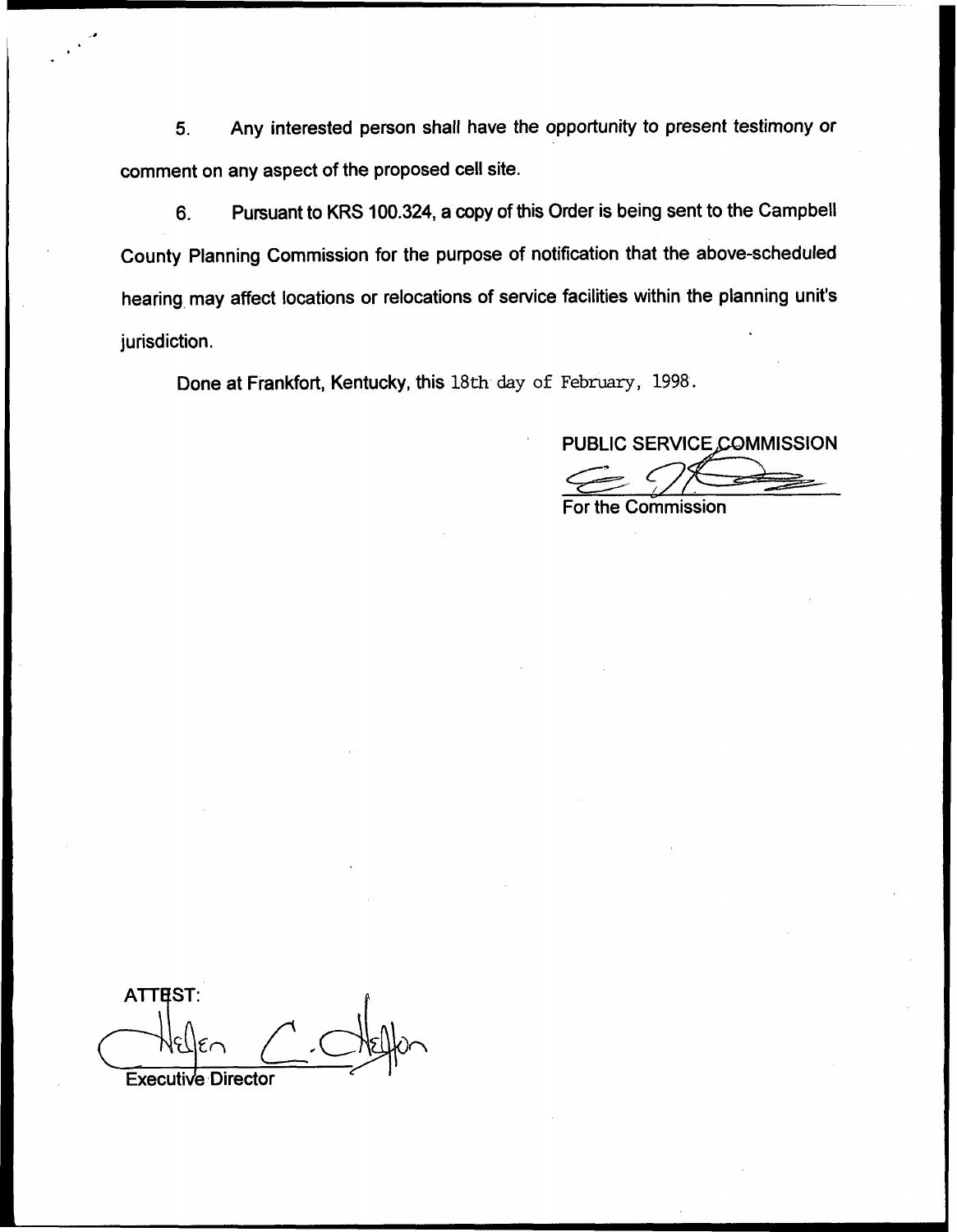5. Any interested person shall have the opportunity to present testimony or comment on any aspect of the proposed cell site.

6. Pursuant to KRS 100.324, a copy of this Order is being sent to the Campbell County Planning Commission for the purpose of notification that the above-scheduled hearing may affect locations or relocations of service facilities within the planning unit's jurisdiction.

Done at Frankfort, Kentucky, this 18th day of February, 1998.

PUBLIC SERVICE COMMISSION

For the Commission

ATTEST:

Executive Director